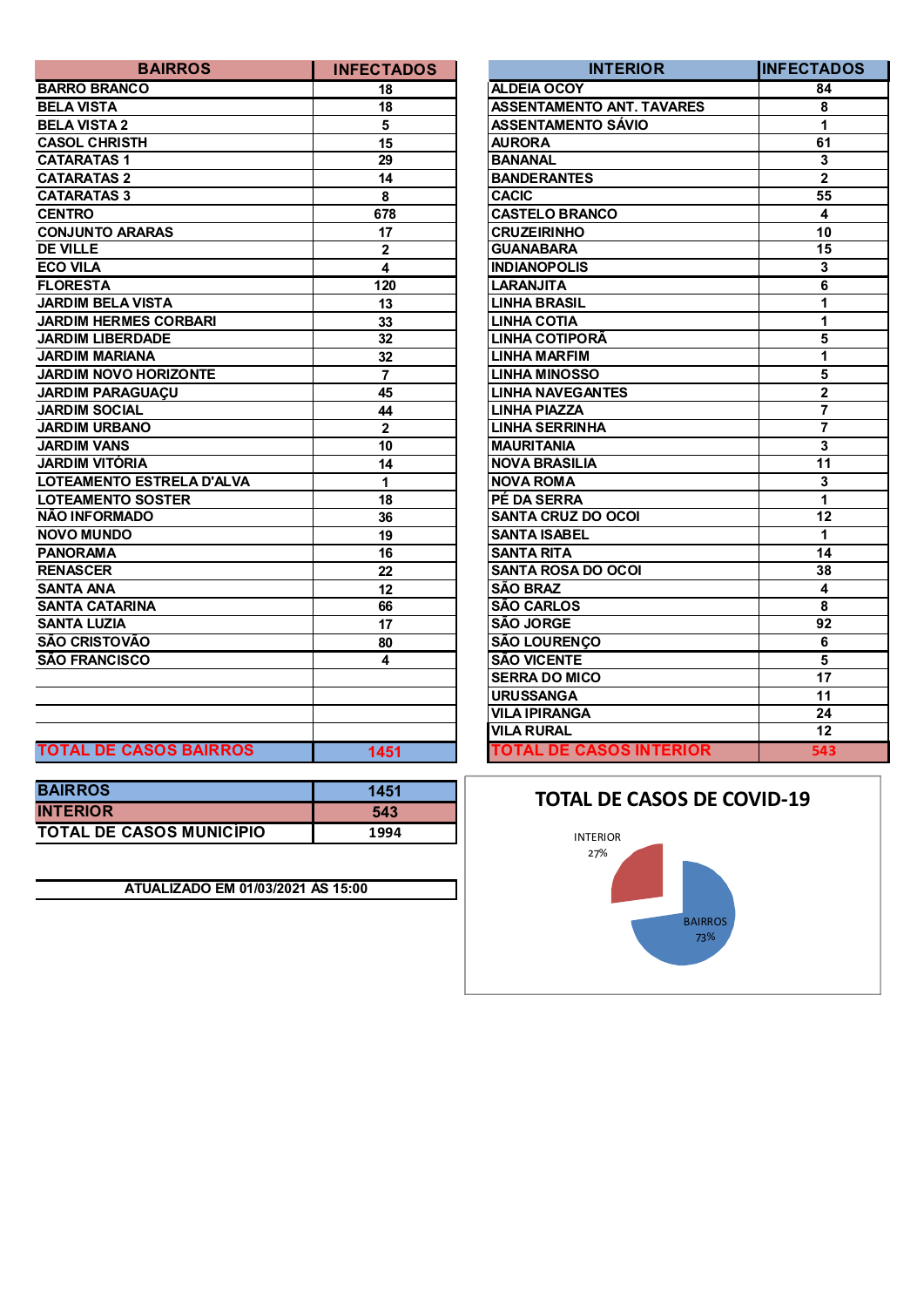| BAIRROS | INFECTADOS |
|---|---|
| BARRO BRANCO | 18 |
| BELA VISTA | 18 |
| BELA VISTA 2 | 5 |
| CASOL CHRISTH | 15 |
| CATARATAS 1 | 29 |
| CATARATAS 2 | 14 |
| CATARATAS 3 | 8 |
| CENTRO | 678 |
| CONJUNTO ARARAS | 17 |
| DE VILLE | 2 |
| ECO VILA | 4 |
| FLORESTA | 120 |
| JARDIM BELA VISTA | 13 |
| JARDIM HERMES CORBARI | 33 |
| JARDIM LIBERDADE | 32 |
| JARDIM MARIANA | 32 |
| JARDIM NOVO HORIZONTE | 7 |
| JARDIM PARAGUAÇU | 45 |
| JARDIM SOCIAL | 44 |
| JARDIM URBANO | 2 |
| JARDIM VANS | 10 |
| JARDIM VITÓRIA | 14 |
| LOTEAMENTO ESTRELA D'ALVA | 1 |
| LOTEAMENTO SOSTER | 18 |
| NÃO INFORMADO | 36 |
| NOVO MUNDO | 19 |
| PANORAMA | 16 |
| RENASCER | 22 |
| SANTA ANA | 12 |
| SANTA CATARINA | 66 |
| SANTA LUZIA | 17 |
| SÃO CRISTOVÃO | 80 |
| SÃO FRANCISCO | 4 |
| | |
| | |
| | |
| | |
| TOTAL DE CASOS BAIRROS | 1451 |

| INTERIOR | INFECTADOS |
|---|---|
| ALDEIA OCOY | 84 |
| ASSENTAMENTO ANT. TAVARES | 8 |
| ASSENTAMENTO SÁVIO | 1 |
| AURORA | 61 |
| BANANAL | 3 |
| BANDERANTES | 2 |
| CACIC | 55 |
| CASTELO BRANCO | 4 |
| CRUZEIRINHO | 10 |
| GUANABARA | 15 |
| INDIANOPOLIS | 3 |
| LARANJITA | 6 |
| LINHA BRASIL | 1 |
| LINHA COTIA | 1 |
| LINHA COTIPORÃ | 5 |
| LINHA MARFIM | 1 |
| LINHA MINOSSO | 5 |
| LINHA NAVEGANTES | 2 |
| LINHA PIAZZA | 7 |
| LINHA SERRINHA | 7 |
| MAURITANIA | 3 |
| NOVA BRASILIA | 11 |
| NOVA ROMA | 3 |
| PÉ DA SERRA | 1 |
| SANTA CRUZ DO OCOI | 12 |
| SANTA ISABEL | 1 |
| SANTA RITA | 14 |
| SANTA ROSA DO OCOI | 38 |
| SÃO BRAZ | 4 |
| SÃO CARLOS | 8 |
| SÃO JORGE | 92 |
| SÃO LOURENÇO | 6 |
| SÃO VICENTE | 5 |
| SERRA DO MICO | 17 |
| URUSSANGA | 11 |
| VILA IPIRANGA | 24 |
| VILA RURAL | 12 |
| TOTAL DE CASOS INTERIOR | 543 |

| BAIRROS | 1451 |
|---|---|
| INTERIOR | 543 |
| TOTAL DE CASOS MUNICÍPIO | 1994 |

ATUALIZADO EM 01/03/2021 ÀS 15:00

TOTAL DE CASOS DE COVID-19

INTERIOR 27%

BAIRROS 73%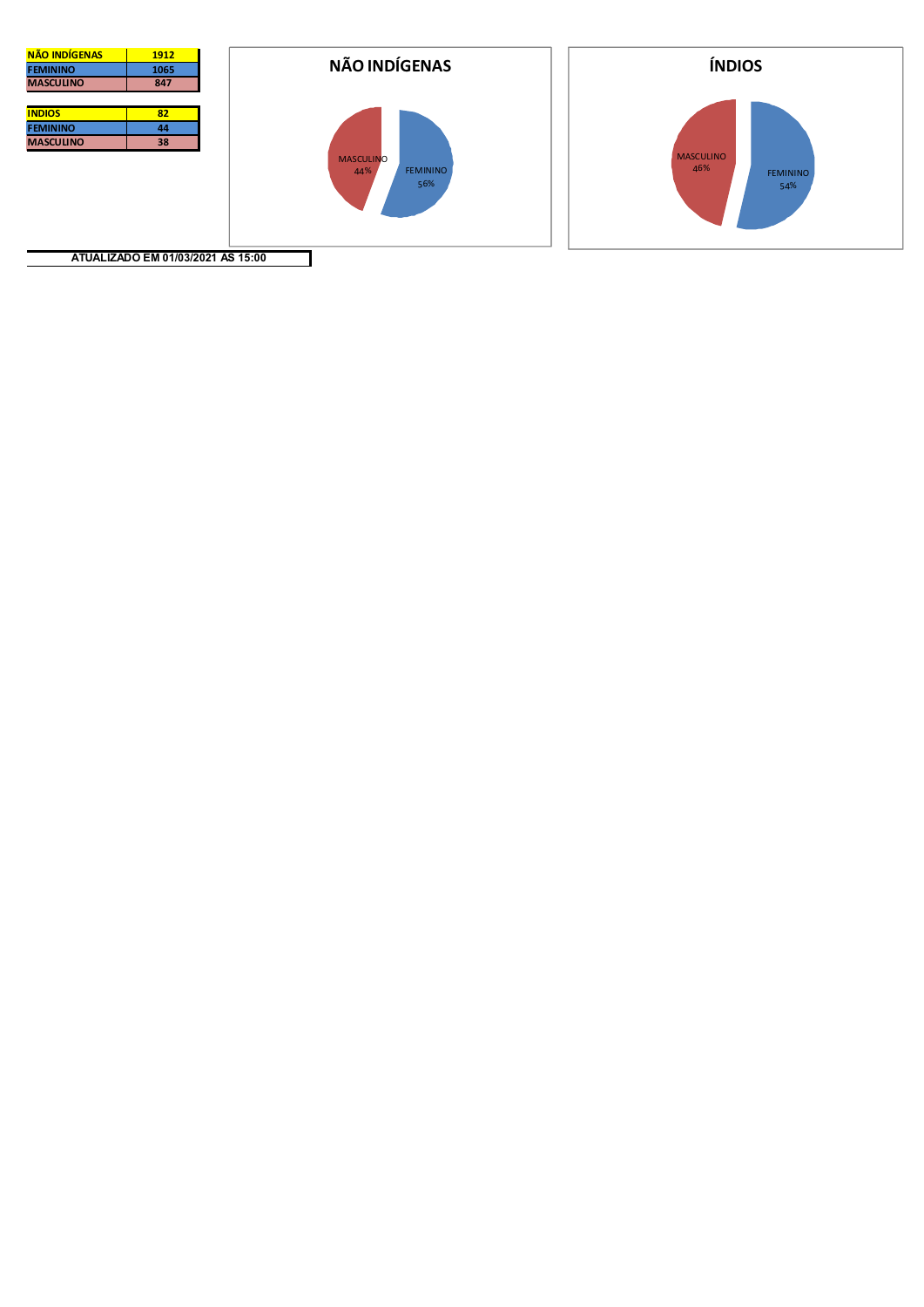| NÃO INDÍGENAS | 1912 |
| --- | --- |
| FEMININO | 1065 |
| MASCULINO | 847 |

| INDIOS | 82 |
| --- | --- |
| FEMININO | 44 |
| MASCULINO | 38 |

## NÃO INDÍGENAS

MASCULINO 44%

FEMININO 56%

## ÍNDIOS

MASCULINO 46%

FEMININO 54%

**ATUALIZADO EM 01/03/2021 AS 15:00**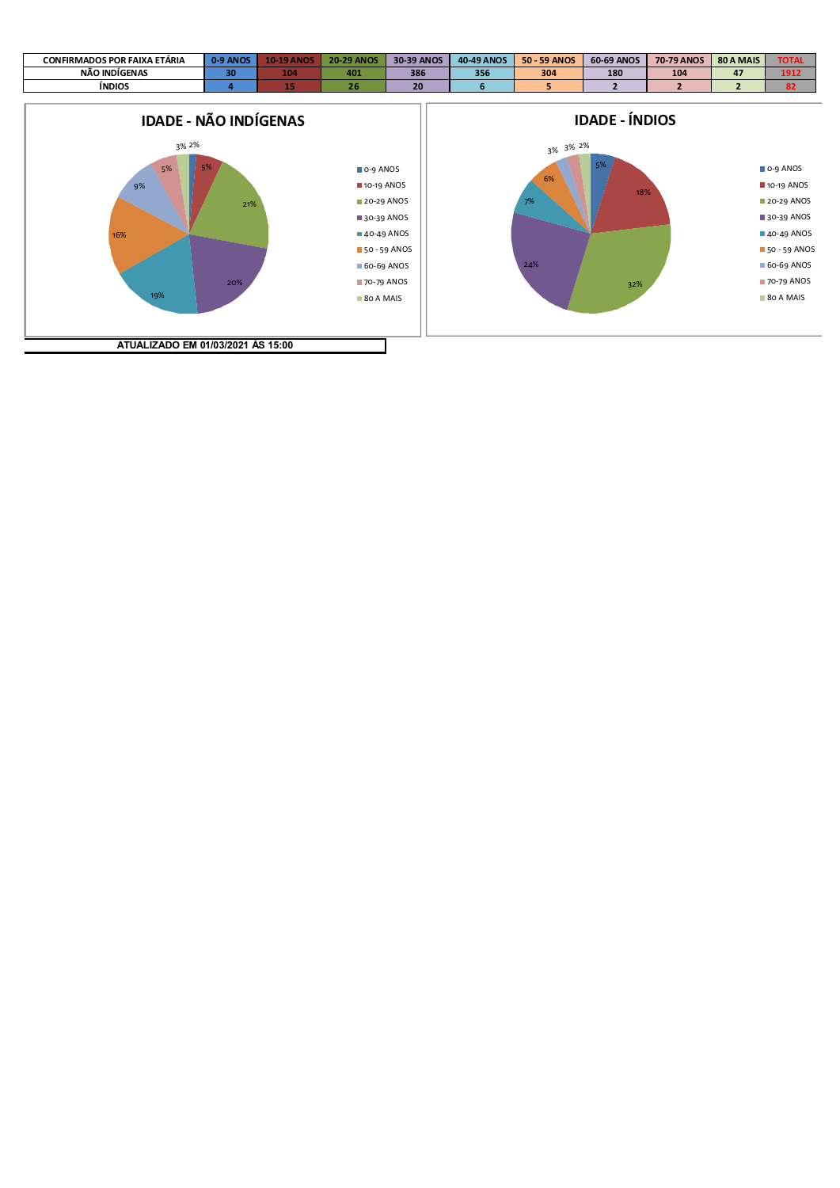| CONFIRMADOS POR FAIXA ETÁRIA | 0-9 ANOS | 10-19 ANOS | 20-29 ANOS | 30-39 ANOS | 40-49 ANOS | 50 - 59 ANOS | 60-69 ANOS | 70-79 ANOS | 80 A MAIS | TOTAL |
|---|---|---|---|---|---|---|---|---|---|---|
| NÃO INDÍGENAS | 30 | 104 | 401 | 386 | 356 | 304 | 180 | 104 | 47 | 1912 |
| ÍNDIOS | 4 | 15 | 26 | 20 | 6 | 5 | 2 | 2 | 2 | 82 |

## IDADE - NÃO INDÍGENAS

| Faixa etária | % |
|---|---|
| 0-9 ANOS | 2% |
| 10-19 ANOS | 5% |
| 20-29 ANOS | 21% |
| 30-39 ANOS | 20% |
| 40-49 ANOS | 19% |
| 50 - 59 ANOS | 16% |
| 60-69 ANOS | 9% |
| 70-79 ANOS | 5% |
| 80 A MAIS | 3% |

## IDADE - ÍNDIOS

| Faixa etária | % |
|---|---|
| 0-9 ANOS | 5% |
| 10-19 ANOS | 18% |
| 20-29 ANOS | 32% |
| 30-39 ANOS | 24% |
| 40-49 ANOS | 7% |
| 50 - 59 ANOS | 6% |
| 60-69 ANOS | 3% |
| 70-79 ANOS | 3% |
| 80 A MAIS | 2% |

**ATUALIZADO EM 01/03/2021 ÀS 15:00**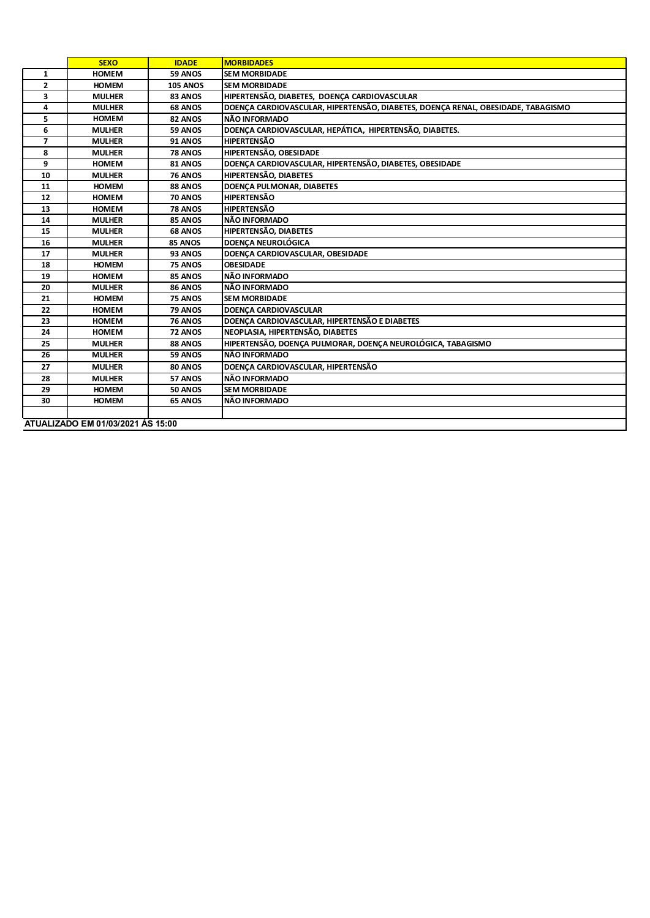| | SEXO | IDADE | MORBIDADES |
|---|---|---|---|
| 1 | HOMEM | 59 ANOS | SEM MORBIDADE |
| 2 | HOMEM | 105 ANOS | SEM MORBIDADE |
| 3 | MULHER | 83 ANOS | HIPERTENSÃO, DIABETES, DOENÇA CARDIOVASCULAR |
| 4 | MULHER | 68 ANOS | DOENÇA CARDIOVASCULAR, HIPERTENSÃO, DIABETES, DOENÇA RENAL, OBESIDADE, TABAGISMO |
| 5 | HOMEM | 82 ANOS | NÃO INFORMADO |
| 6 | MULHER | 59 ANOS | DOENÇA CARDIOVASCULAR, HEPÁTICA, HIPERTENSÃO, DIABETES. |
| 7 | MULHER | 91 ANOS | HIPERTENSÃO |
| 8 | MULHER | 78 ANOS | HIPERTENSÃO, OBESIDADE |
| 9 | HOMEM | 81 ANOS | DOENÇA CARDIOVASCULAR, HIPERTENSÃO, DIABETES, OBESIDADE |
| 10 | MULHER | 76 ANOS | HIPERTENSÃO, DIABETES |
| 11 | HOMEM | 88 ANOS | DOENÇA PULMONAR, DIABETES |
| 12 | HOMEM | 70 ANOS | HIPERTENSÃO |
| 13 | HOMEM | 78 ANOS | HIPERTENSÃO |
| 14 | MULHER | 85 ANOS | NÃO INFORMADO |
| 15 | MULHER | 68 ANOS | HIPERTENSÃO, DIABETES |
| 16 | MULHER | 85 ANOS | DOENÇA NEUROLÓGICA |
| 17 | MULHER | 93 ANOS | DOENÇA CARDIOVASCULAR, OBESIDADE |
| 18 | HOMEM | 75 ANOS | OBESIDADE |
| 19 | HOMEM | 85 ANOS | NÃO INFORMADO |
| 20 | MULHER | 86 ANOS | NÃO INFORMADO |
| 21 | HOMEM | 75 ANOS | SEM MORBIDADE |
| 22 | HOMEM | 79 ANOS | DOENÇA CARDIOVASCULAR |
| 23 | HOMEM | 76 ANOS | DOENÇA CARDIOVASCULAR, HIPERTENSÃO E DIABETES |
| 24 | HOMEM | 72 ANOS | NEOPLASIA, HIPERTENSÃO, DIABETES |
| 25 | MULHER | 88 ANOS | HIPERTENSÃO, DOENÇA PULMORAR, DOENÇA NEUROLÓGICA, TABAGISMO |
| 26 | MULHER | 59 ANOS | NÃO INFORMADO |
| 27 | MULHER | 80 ANOS | DOENÇA CARDIOVASCULAR, HIPERTENSÃO |
| 28 | MULHER | 57 ANOS | NÃO INFORMADO |
| 29 | HOMEM | 50 ANOS | SEM MORBIDADE |
| 30 | HOMEM | 65 ANOS | NÃO INFORMADO |
| | | | |

ATUALIZADO EM 01/03/2021 ÁS 15:00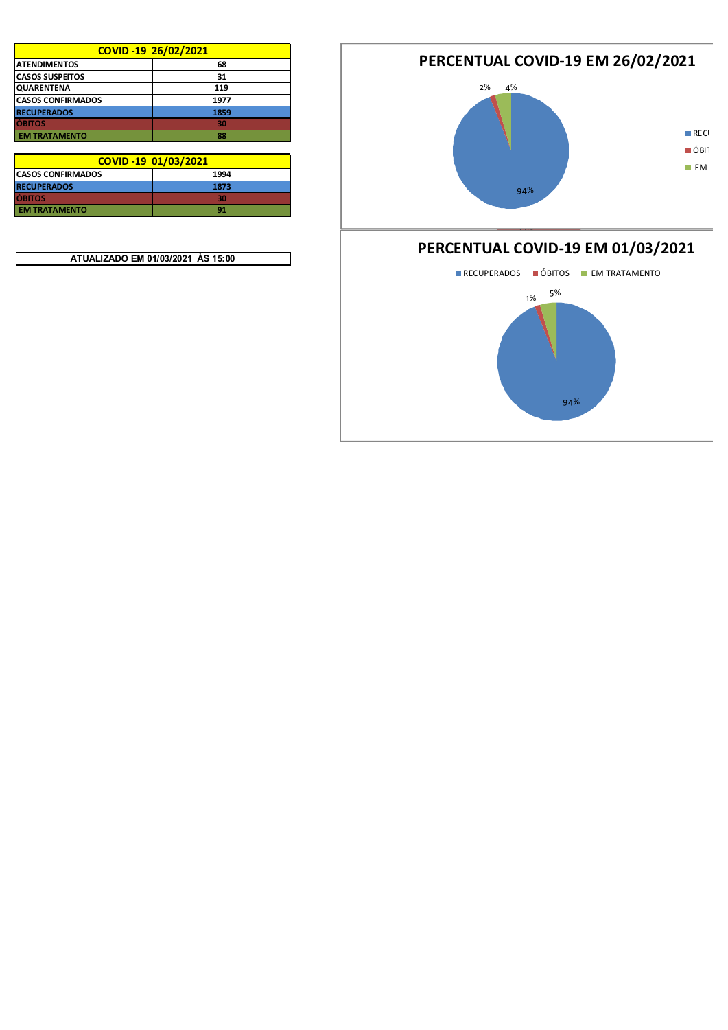| COVID -19 26/02/2021 | |
|---|---|
| ATENDIMENTOS | 68 |
| CASOS SUSPEITOS | 31 |
| QUARENTENA | 119 |
| CASOS CONFIRMADOS | 1977 |
| RECUPERADOS | 1859 |
| ÓBITOS | 30 |
| EM TRATAMENTO | 88 |

| COVID -19 01/03/2021 | |
|---|---|
| CASOS CONFIRMADOS | 1994 |
| RECUPERADOS | 1873 |
| ÓBITOS | 30 |
| EM TRATAMENTO | 91 |

ATUALIZADO EM 01/03/2021 ÀS 15:00

## PERCENTUAL COVID-19 EM 26/02/2021

2%
4%
94%
RECI
ÓBI
EM

## PERCENTUAL COVID-19 EM 01/03/2021

RECUPERADOS ÓBITOS EM TRATAMENTO

1%
5%
94%